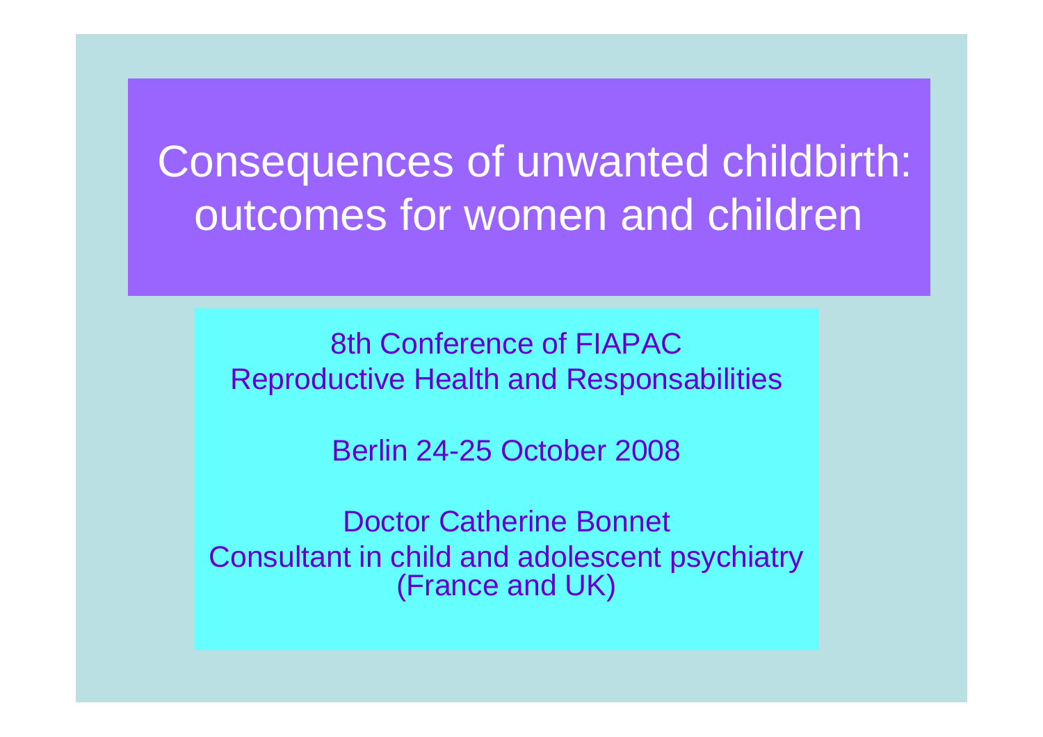# Consequences of unwanted childbirth: outcomes for women and children

8th Conference of FIAPAC
Reproductive Health and Responsabilities

Berlin 24-25 October 2008

Doctor Catherine Bonnet
Consultant in child and adolescent psychiatry
(France and UK)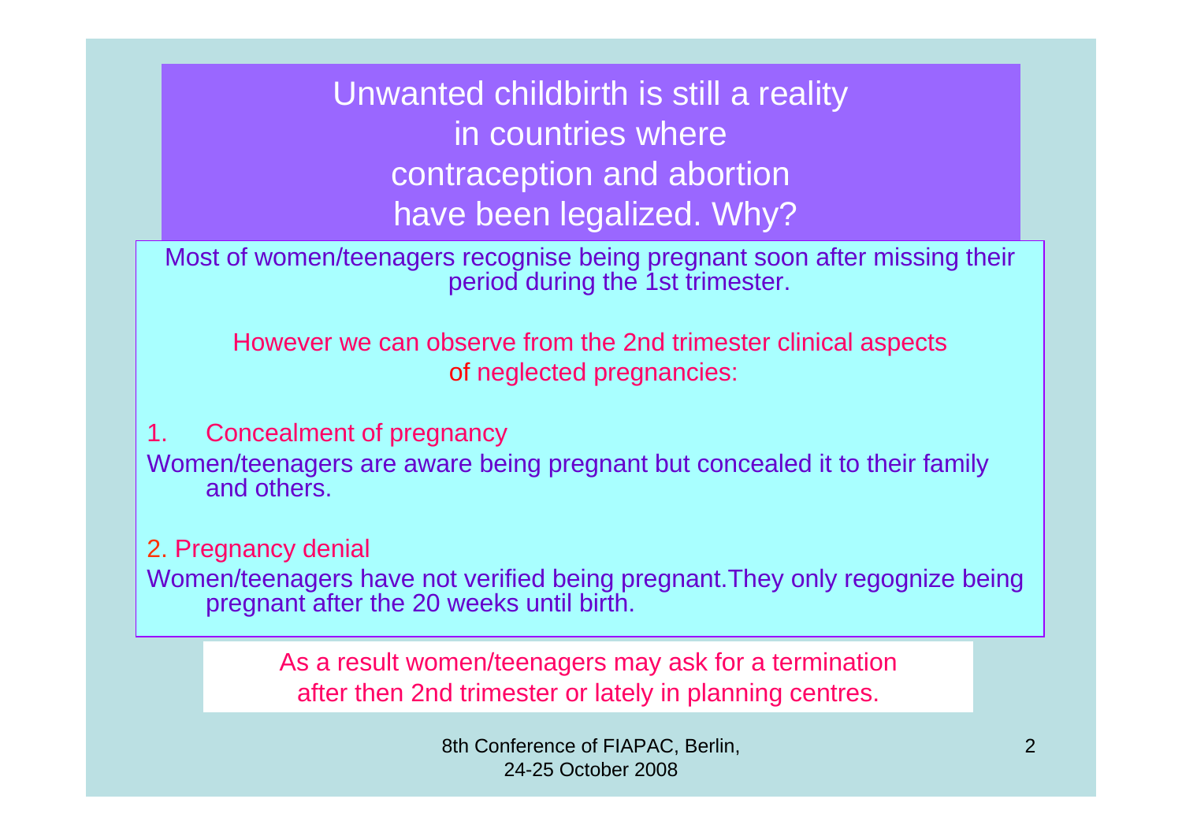# Unwanted childbirth is still a reality in countries where contraception and abortion have been legalized. Why?

Most of women/teenagers recognise being pregnant soon after missing their period during the 1st trimester.

However we can observe from the 2nd trimester clinical aspects of neglected pregnancies:

1. Concealment of pregnancy

Women/teenagers are aware being pregnant but concealed it to their family and others.

2. Pregnancy denial

Women/teenagers have not verified being pregnant.They only regognize being pregnant after the 20 weeks until birth.

As a result women/teenagers may ask for a termination after then 2nd trimester or lately in planning centres.

8th Conference of FIAPAC, Berlin, 24-25 October 2008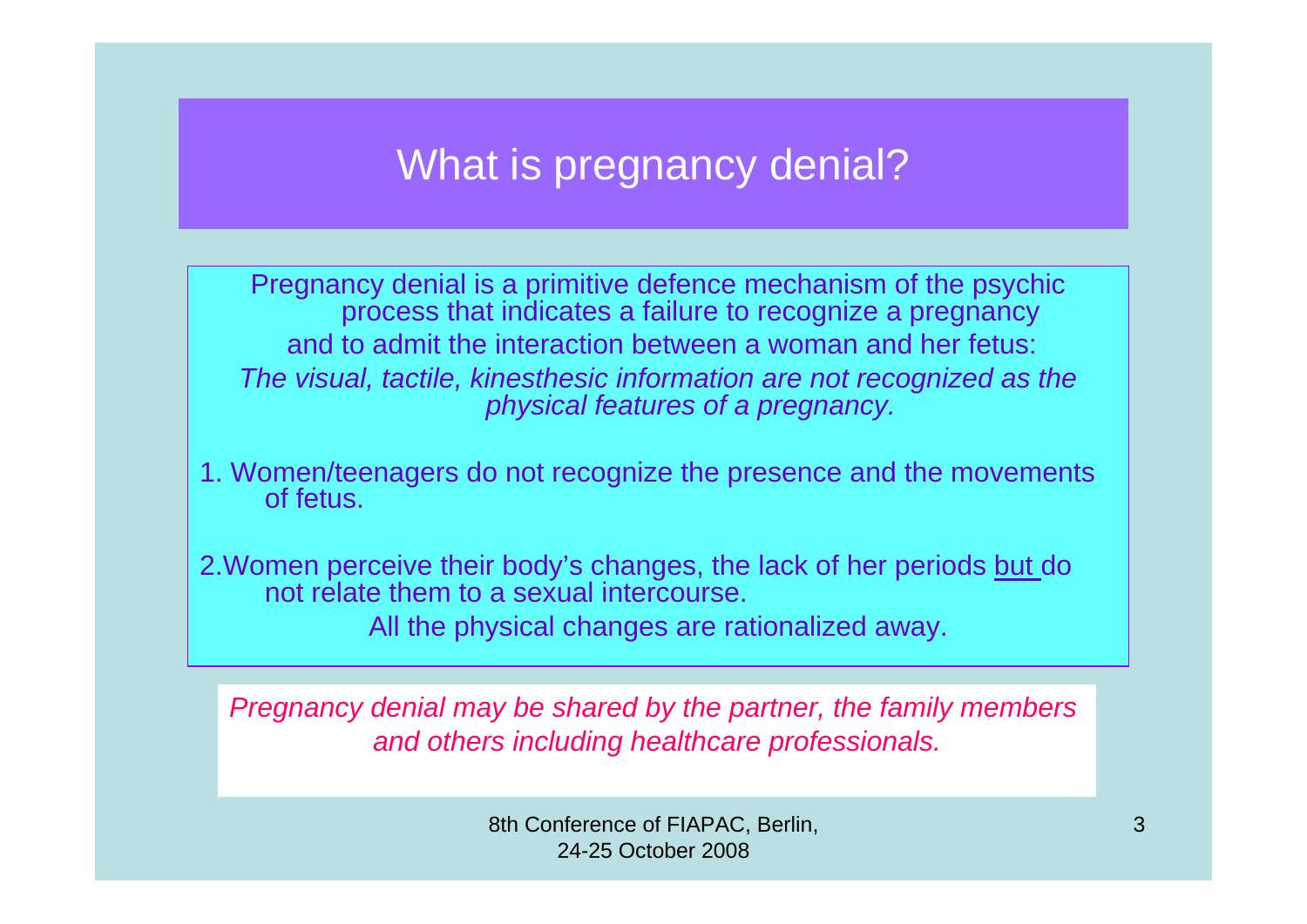# What is pregnancy denial?

Pregnancy denial is a primitive defence mechanism of the psychic process that indicates a failure to recognize a pregnancy and to admit the interaction between a woman and her fetus:

*The visual, tactile, kinesthesic information are not recognized as the physical features of a pregnancy.*

1. Women/teenagers do not recognize the presence and the movements of fetus.

2. Women perceive their body's changes, the lack of her periods but do not relate them to a sexual intercourse.

All the physical changes are rationalized away.

*Pregnancy denial may be shared by the partner, the family members and others including healthcare professionals.*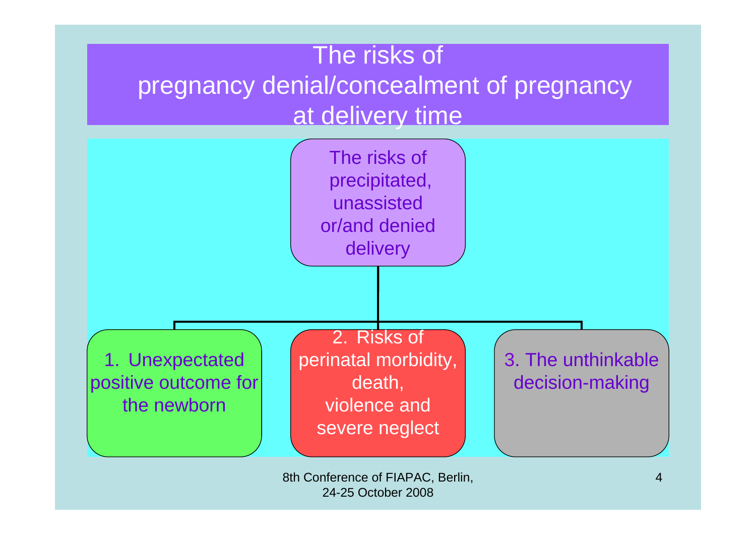# The risks of pregnancy denial/concealment of pregnancy at delivery time

The risks of precipitated, unassisted or/and denied delivery

1. Unexpectated positive outcome for the newborn
2. Risks of perinatal morbidity, death, violence and severe neglect
3. The unthinkable decision-making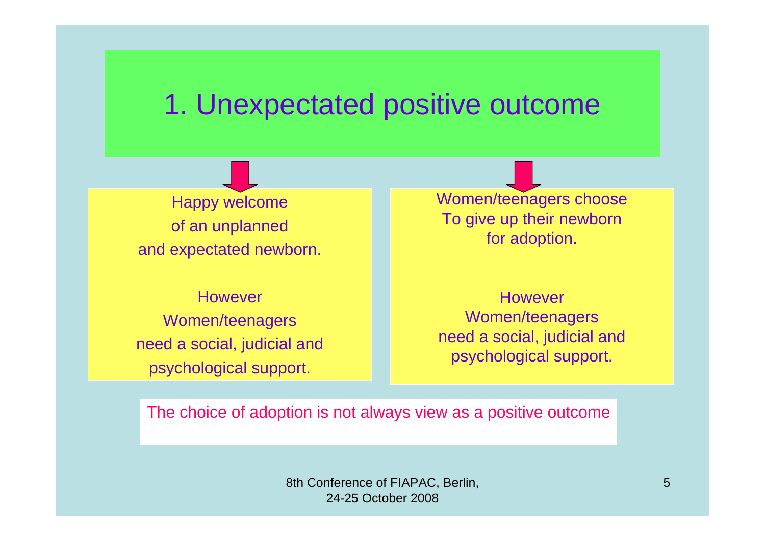# 1. Unexpectated positive outcome

Happy welcome
of an unplanned
and expectated newborn.

However
Women/teenagers
need a social, judicial and
psychological support.

Women/teenagers choose
To give up their newborn
for adoption.

However
Women/teenagers
need a social, judicial and
psychological support.

The choice of adoption is not always view as a positive outcome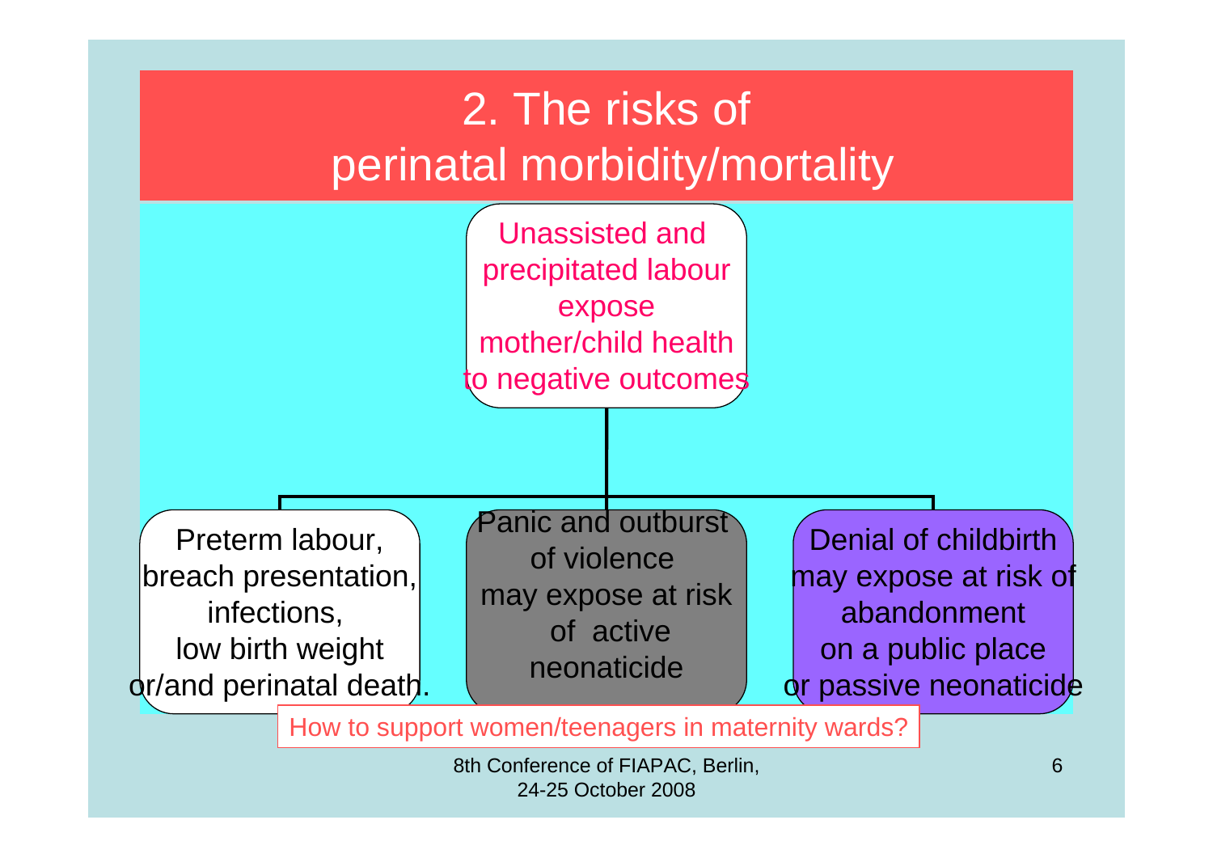# 2. The risks of perinatal morbidity/mortality

Unassisted and precipitated labour expose mother/child health to negative outcomes

- Preterm labour, breach presentation, infections, low birth weight or/and perinatal death.
- Panic and outburst of violence may expose at risk of active neonaticide
- Denial of childbirth may expose at risk of abandonment on a public place or passive neonaticide

How to support women/teenagers in maternity wards?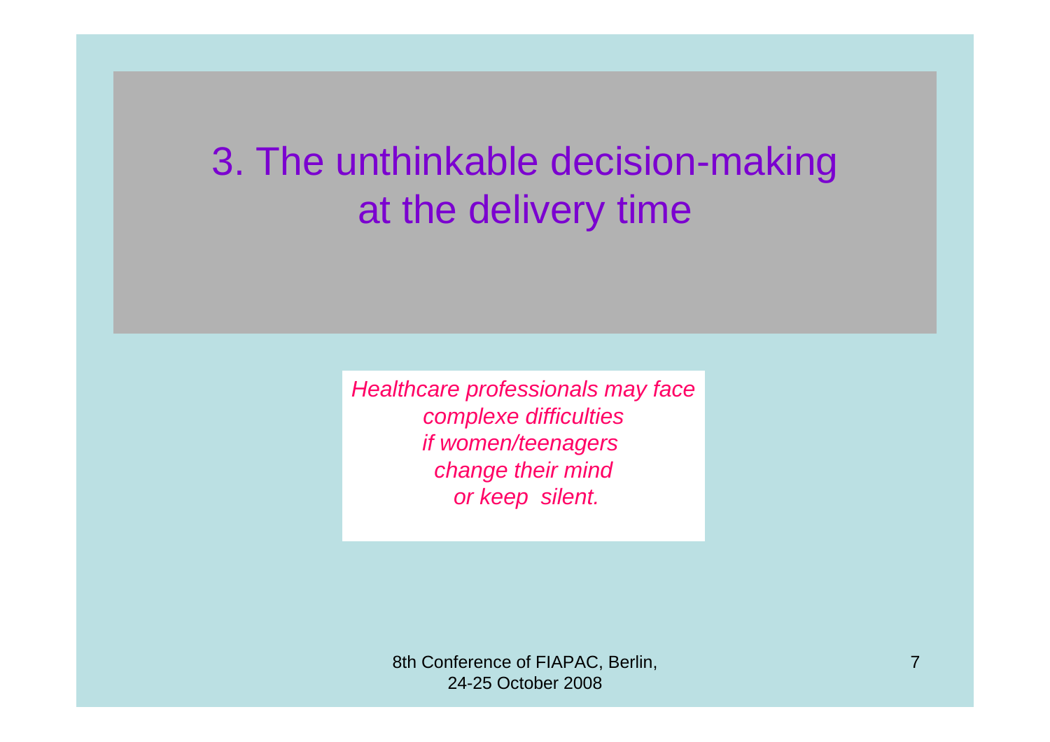# 3. The unthinkable decision-making at the delivery time

*Healthcare professionals may face complexe difficulties if women/teenagers change their mind or keep silent.*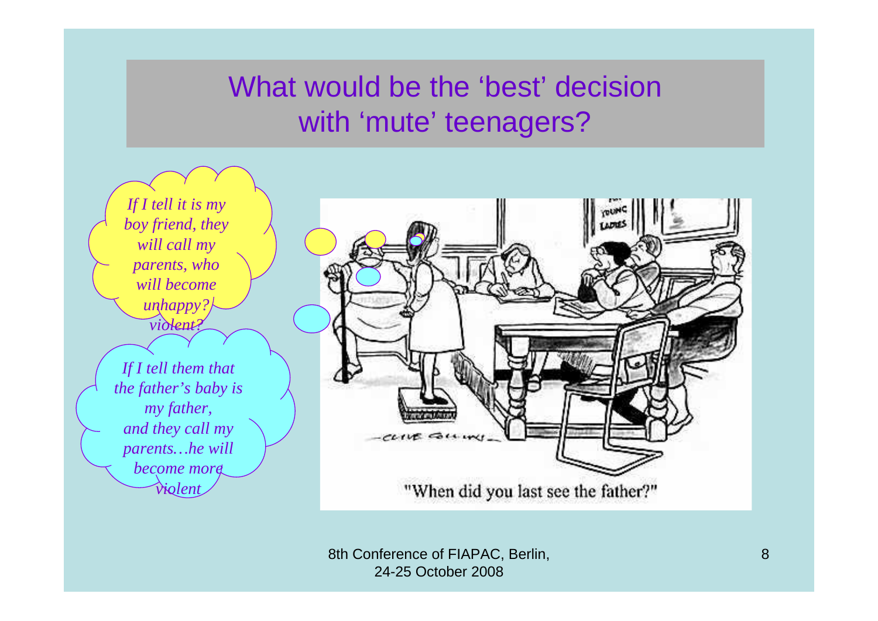# What would be the 'best' decision with 'mute' teenagers?

*If I tell it is my boy friend, they will call my parents, who will become unhappy? violent?*

*If I tell them that the father's baby is my father, and they call my parents…he will become more violent*

"When did you last see the father?"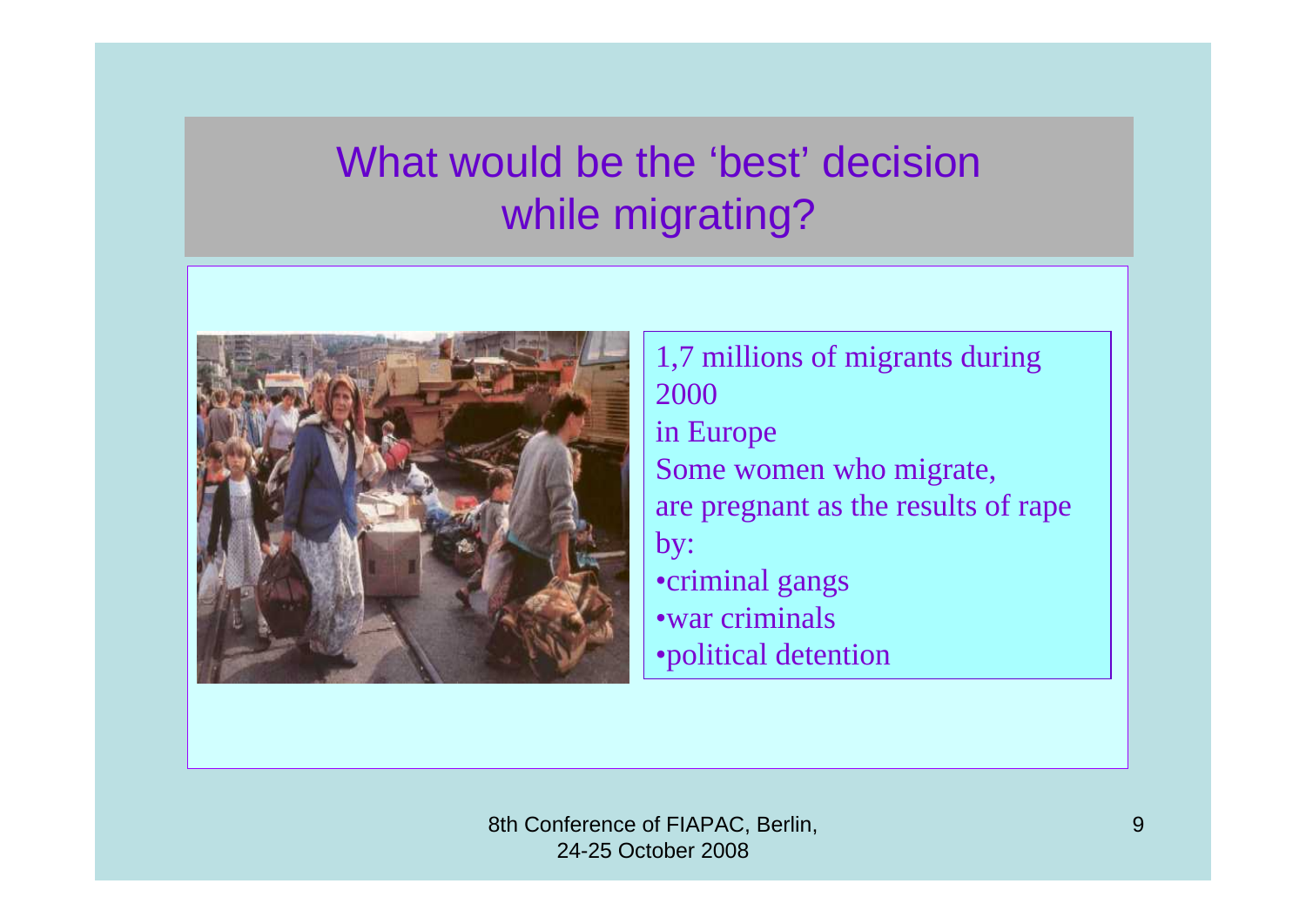# What would be the 'best' decision while migrating?

1,7 millions of migrants during 2000
in Europe
Some women who migrate,
are pregnant as the results of rape by:

- criminal gangs
- war criminals
- political detention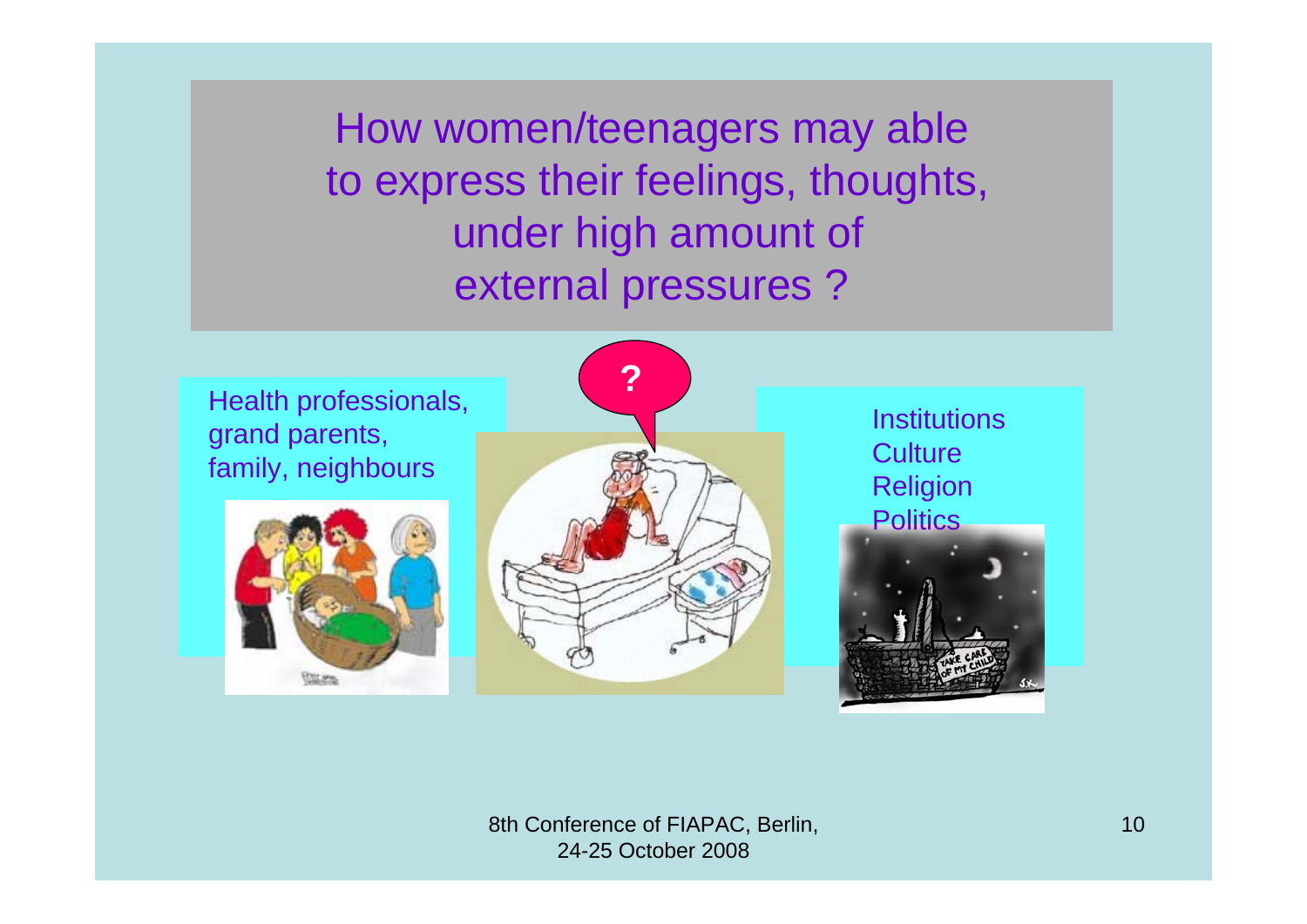# How women/teenagers may able to express their feelings, thoughts, under high amount of external pressures ?

Health professionals, grand parents, family, neighbours

?

Institutions
Culture
Religion
Politics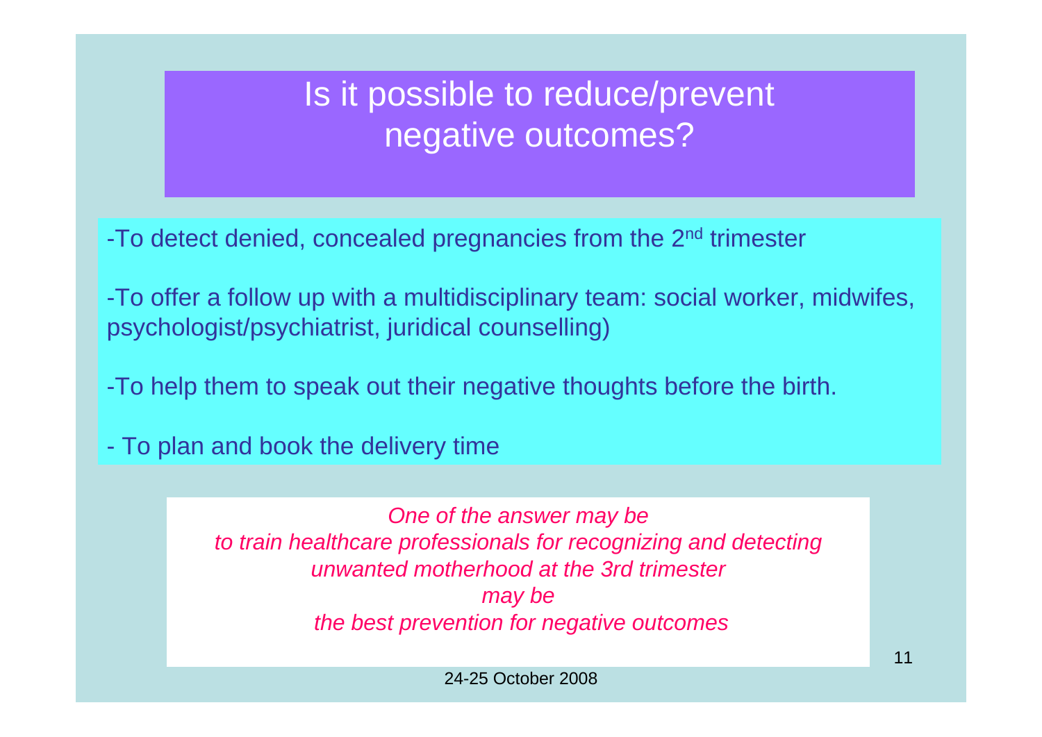# Is it possible to reduce/prevent negative outcomes?

-To detect denied, concealed pregnancies from the 2nd trimester

-To offer a follow up with a multidisciplinary team: social worker, midwifes, psychologist/psychiatrist, juridical counselling)

-To help them to speak out their negative thoughts before the birth.

- To plan and book the delivery time

*One of the answer may be*
*to train healthcare professionals for recognizing and detecting unwanted motherhood at the 3rd trimester*
*may be*
*the best prevention for negative outcomes*

24-25 October 2008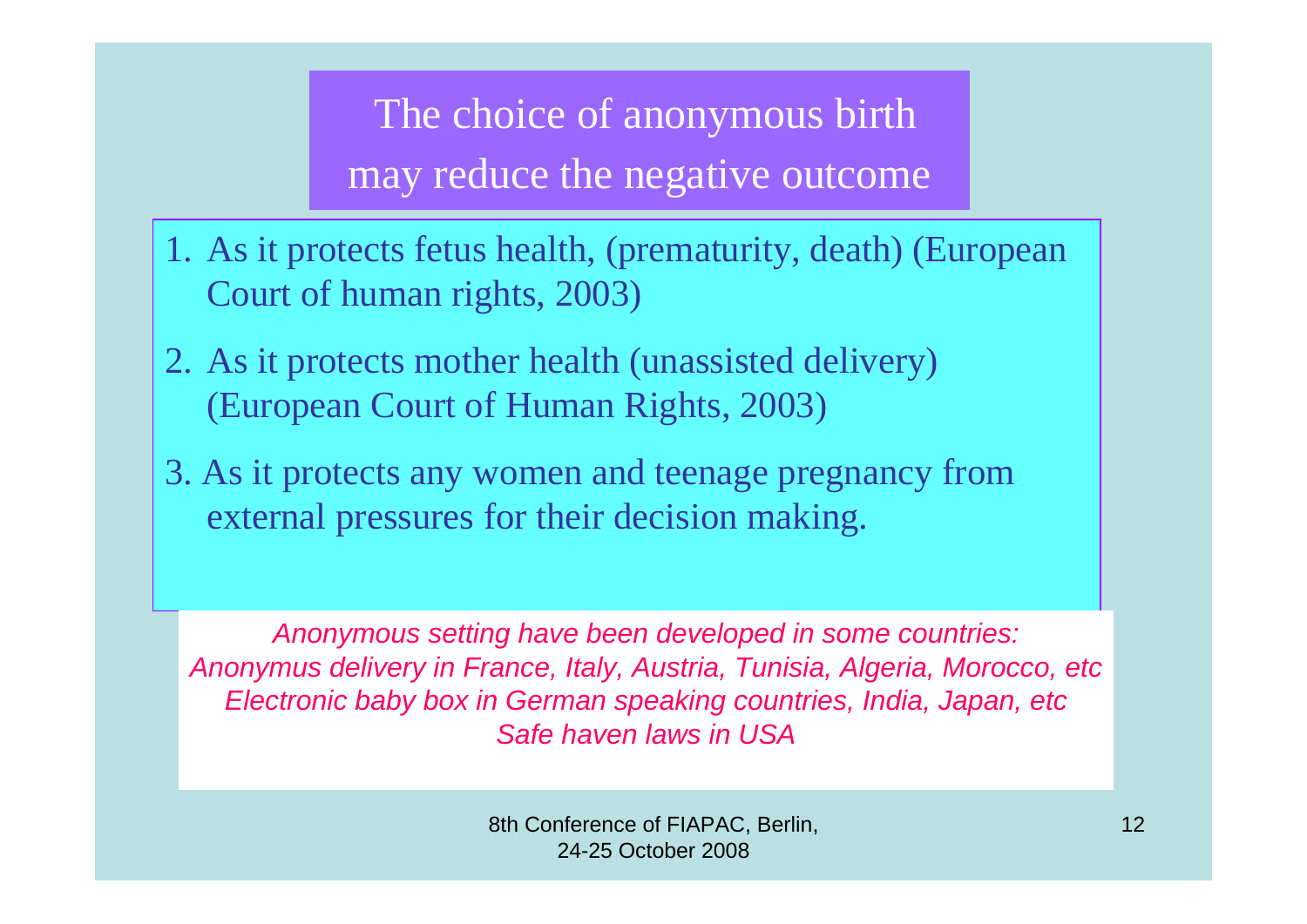# The choice of anonymous birth may reduce the negative outcome

1. As it protects fetus health, (prematurity, death) (European Court of human rights, 2003)
2. As it protects mother health (unassisted delivery) (European Court of Human Rights, 2003)
3. As it protects any women and teenage pregnancy from external pressures for their decision making.

*Anonymous setting have been developed in some countries:*
*Anonymus delivery in France, Italy, Austria, Tunisia, Algeria, Morocco, etc*
*Electronic baby box in German speaking countries, India, Japan, etc*
*Safe haven laws in USA*